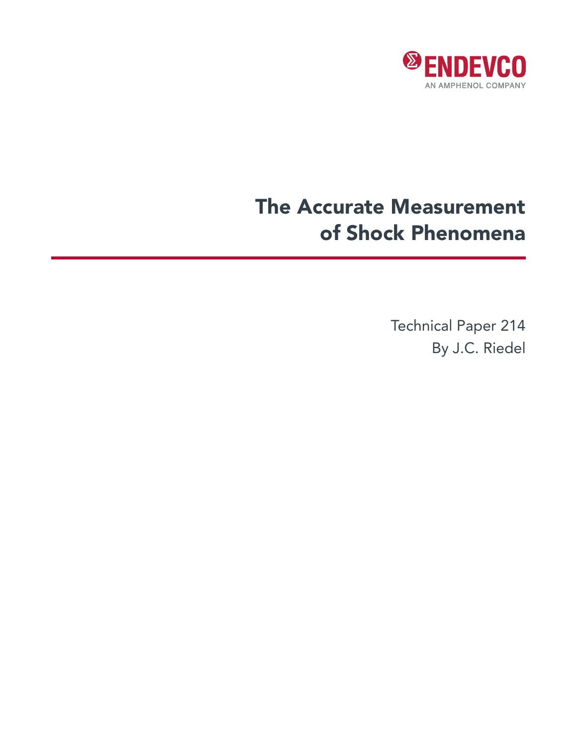ENDEVCO

AN AMPHENOL COMPANY

# The Accurate Measurement of Shock Phenomena

Technical Paper 214

By J.C. Riedel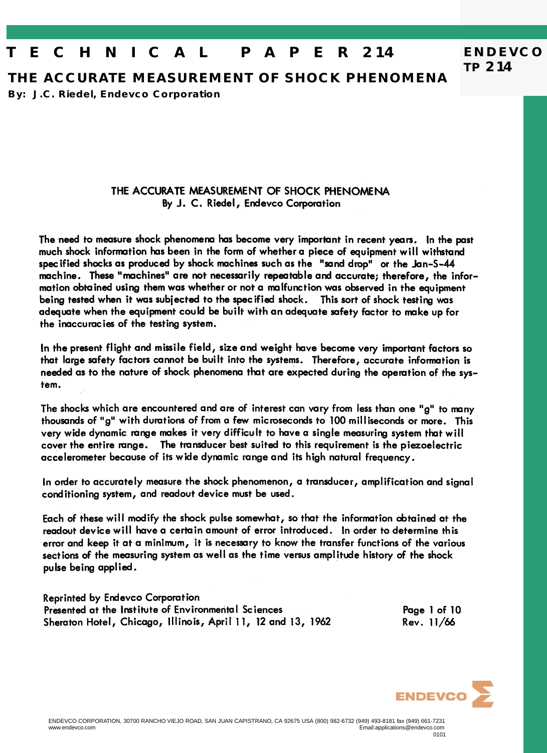# THE ACCURATE MEASUREMENT OF SHOCK PHENOMENA

**By: J.C. Riedel, Endevco Corporation**

## THE ACCURATE MEASUREMENT OF SHOCK PHENOMENA
By J. C. Riedel, Endevco Corporation

The need to measure shock phenomena has become very important in recent years. In the past much shock information has been in the form of whether a piece of equipment will withstand specified shocks as produced by shock machines such as the "sand drop" or the Jan-S-44 machine. These "machines" are not necessarily repeatable and accurate; therefore, the information obtained using them was whether or not a malfunction was observed in the equipment being tested when it was subjected to the specified shock. This sort of shock testing was adequate when the equipment could be built with an adequate safety factor to make up for the inaccuracies of the testing system.

In the present flight and missile field, size and weight have become very important factors so that large safety factors cannot be built into the systems. Therefore, accurate information is needed as to the nature of shock phenomena that are expected during the operation of the system.

The shocks which are encountered and are of interest can vary from less than one "g" to many thousands of "g" with durations of from a few microseconds to 100 milliseconds or more. This very wide dynamic range makes it very difficult to have a single measuring system that will cover the entire range. The transducer best suited to this requirement is the piezoelectric accelerometer because of its wide dynamic range and its high natural frequency.

In order to accurately measure the shock phenomenon, a transducer, amplification and signal conditioning system, and readout device must be used.

Each of these will modify the shock pulse somewhat, so that the information obtained at the readout device will have a certain amount of error introduced. In order to determine this error and keep it at a minimum, it is necessary to know the transfer functions of the various sections of the measuring system as well as the time versus amplitude history of the shock pulse being applied.

Reprinted by Endevco Corporation
Presented at the Institute of Environmental Sciences
Sheraton Hotel, Chicago, Illinois, April 11, 12 and 13, 1962

Rev. 11/66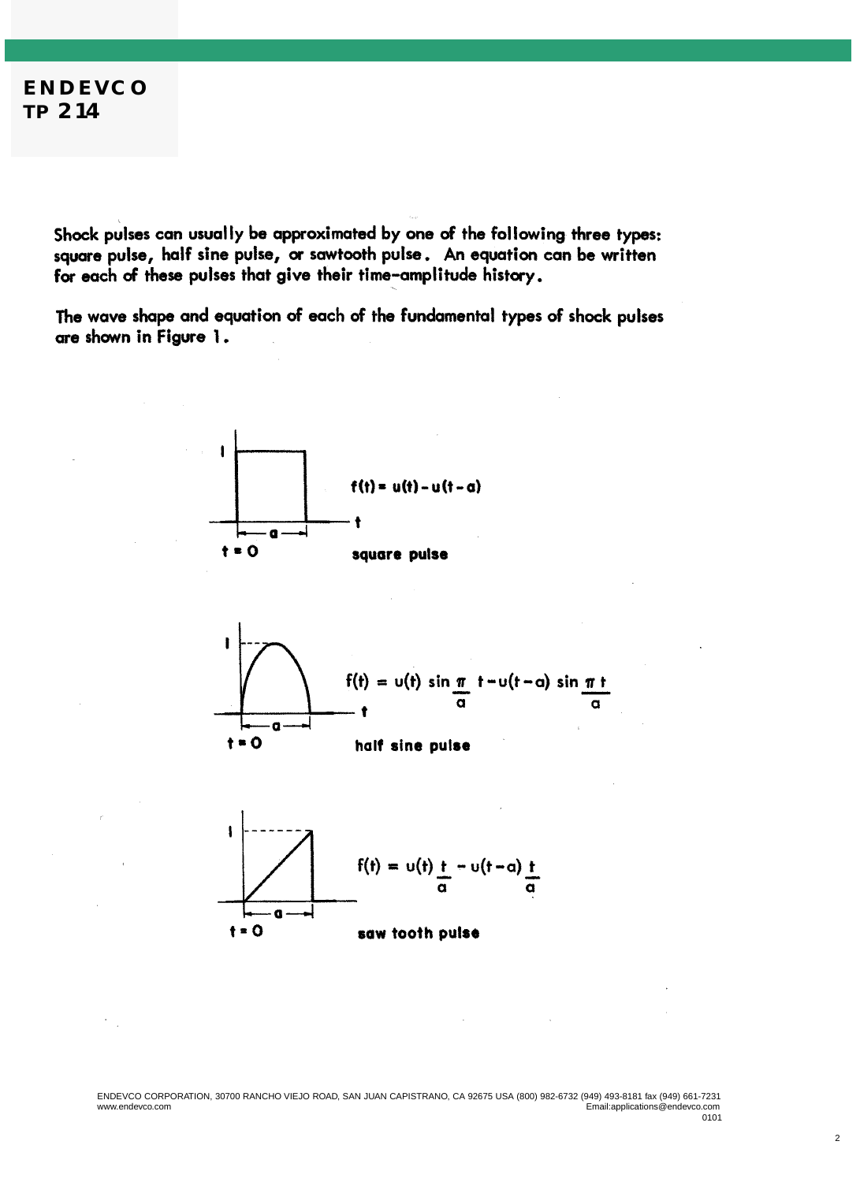Shock pulses can usually be approximated by one of the following three types: square pulse, half sine pulse, or sawtooth pulse. An equation can be written for each of these pulses that give their time-amplitude history.

The wave shape and equation of each of the fundamental types of shock pulses are shown in Figure 1.

$$f(t) = u(t) - u(t-a)$$

square pulse

$$f(t) = u(t)\sin\frac{\pi}{a}t - u(t-a)\sin\frac{\pi t}{a}$$

half sine pulse

$$f(t) = u(t)\frac{t}{a} - u(t-a)\frac{t}{a}$$

saw tooth pulse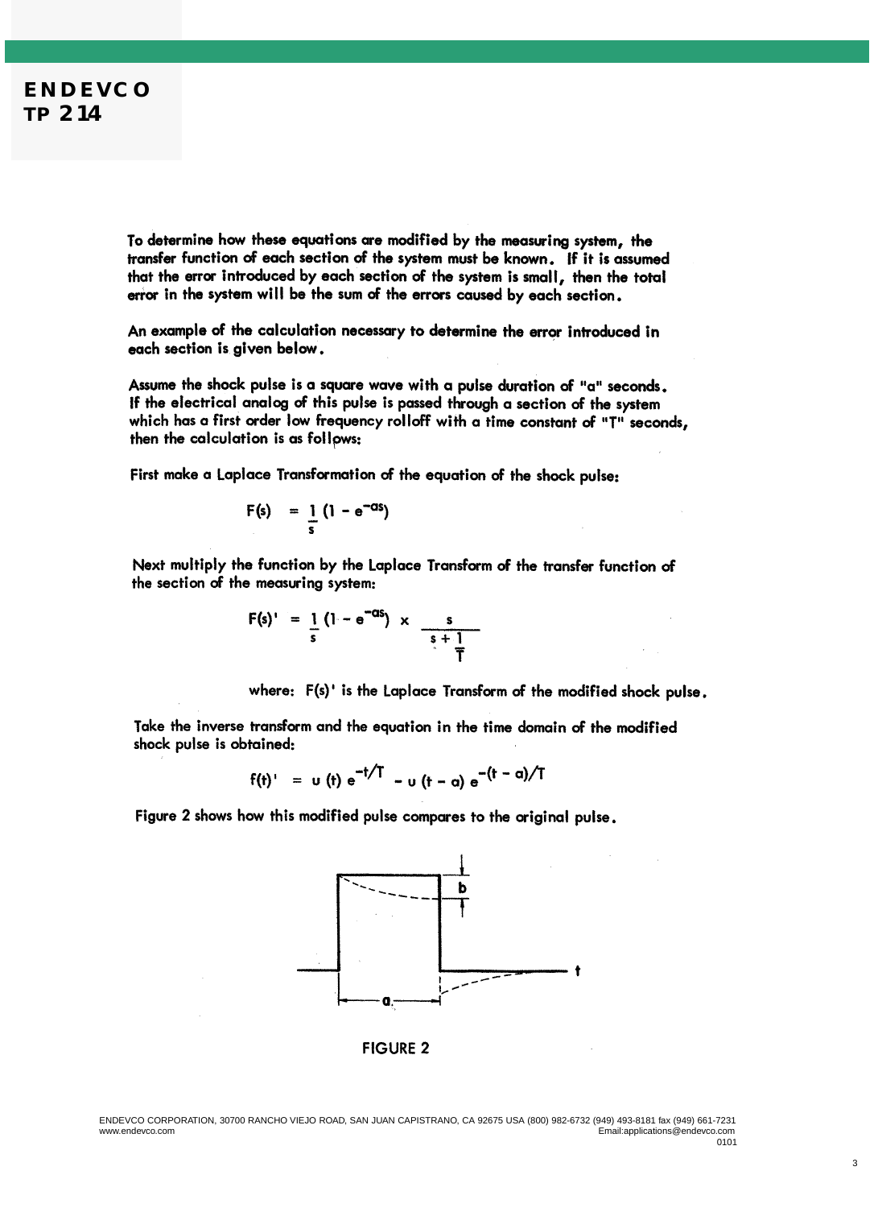To determine how these equations are modified by the measuring system, the transfer function of each section of the system must be known. If it is assumed that the error introduced by each section of the system is small, then the total error in the system will be the sum of the errors caused by each section.

An example of the calculation necessary to determine the error introduced in each section is given below.

Assume the shock pulse is a square wave with a pulse duration of "a" seconds. If the electrical analog of this pulse is passed through a section of the system which has a first order low frequency rolloff with a time constant of "T" seconds, then the calculation is as follows:

First make a Laplace Transformation of the equation of the shock pulse:

$$F(s) = \frac{1}{s}\left(1 - e^{-as}\right)$$

Next multiply the function by the Laplace Transform of the transfer function of the section of the measuring system:

$$F(s)' = \frac{1}{s}\left(1 - e^{-as}\right) \times \frac{s}{s + \frac{1}{T}}$$

where: $F(s)'$ is the Laplace Transform of the modified shock pulse.

Take the inverse transform and the equation in the time domain of the modified shock pulse is obtained:

$$f(t)' = u(t)\, e^{-t/T} - u(t - a)\, e^{-(t - a)/T}$$

Figure 2 shows how this modified pulse compares to the original pulse.

FIGURE 2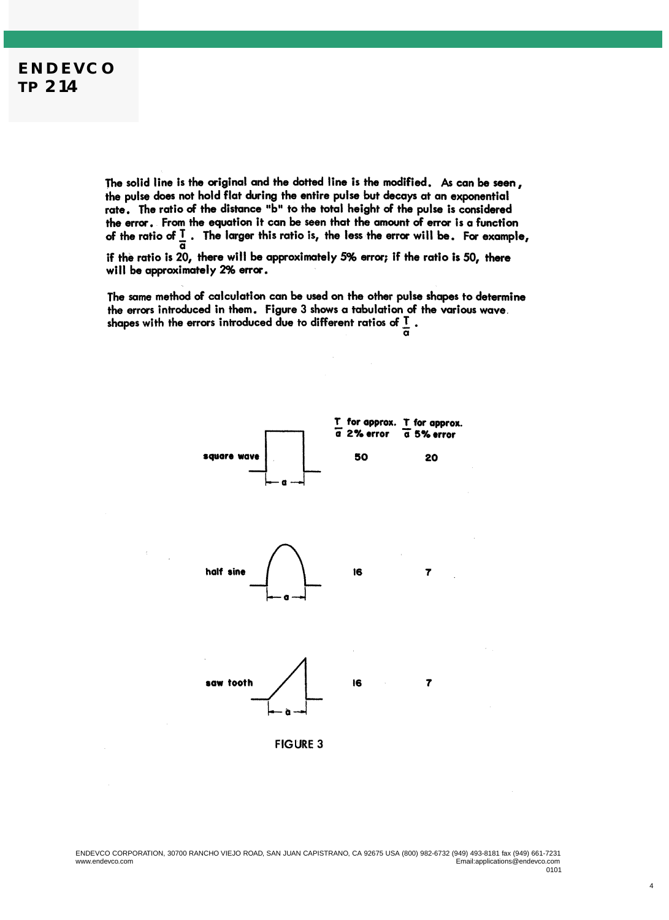The solid line is the original and the dotted line is the modified. As can be seen, the pulse does not hold flat during the entire pulse but decays at an exponential rate. The ratio of the distance "b" to the total height of the pulse is considered the error. From the equation it can be seen that the amount of error is a function of the ratio of $\frac{T}{a}$. The larger this ratio is, the less the error will be. For example, if the ratio is 20, there will be approximately 5% error; if the ratio is 50, there will be approximately 2% error.

The same method of calculation can be used on the other pulse shapes to determine the errors introduced in them. Figure 3 shows a tabulation of the various wave shapes with the errors introduced due to different ratios of $\frac{T}{a}$.

| | $\frac{T}{a}$ for approx. 2% error | $\frac{T}{a}$ for approx. 5% error |
|---|---|---|
| square wave | 50 | 20 |
| half sine | 16 | 7 |
| saw tooth | 16 | 7 |

FIGURE 3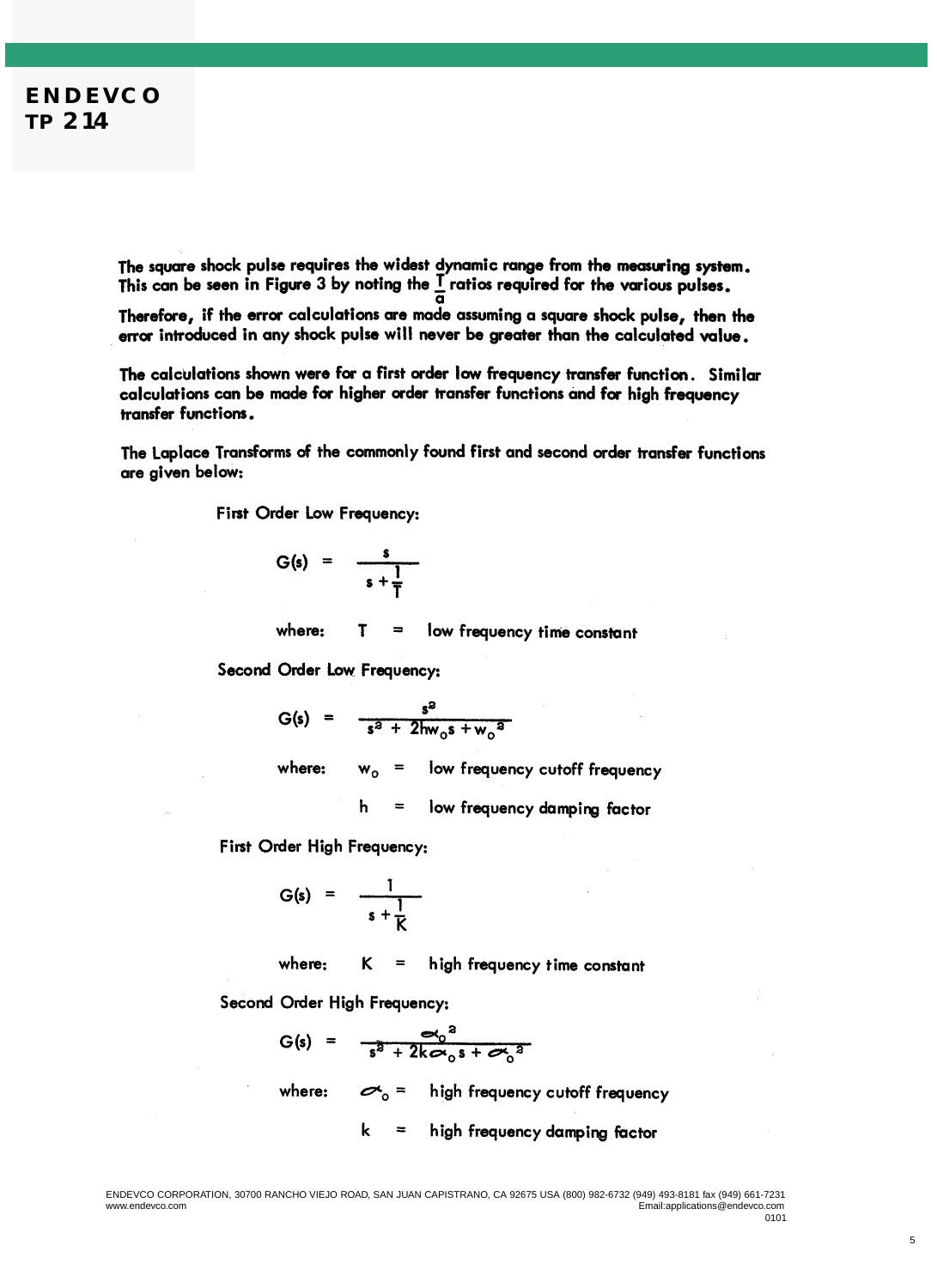The square shock pulse requires the widest dynamic range from the measuring system. This can be seen in Figure 3 by noting the $\frac{T}{a}$ ratios required for the various pulses.

Therefore, if the error calculations are made assuming a square shock pulse, then the error introduced in any shock pulse will never be greater than the calculated value.

The calculations shown were for a first order low frequency transfer function. Similar calculations can be made for higher order transfer functions and for high frequency transfer functions.

The Laplace Transforms of the commonly found first and second order transfer functions are given below:

First Order Low Frequency:

$$G(s) = \frac{s}{s + \frac{1}{T}}$$

where: $T$ = low frequency time constant

Second Order Low Frequency:

$$G(s) = \frac{s^2}{s^2 + 2hw_o s + w_o^2}$$

where: $w_o$ = low frequency cutoff frequency

$h$ = low frequency damping factor

First Order High Frequency:

$$G(s) = \frac{1}{s + \frac{1}{K}}$$

where: $K$ = high frequency time constant

Second Order High Frequency:

$$G(s) = \frac{\alpha_o^2}{s^2 + 2k\alpha_o s + \alpha_o^2}$$

where: $\alpha_o$ = high frequency cutoff frequency

$k$ = high frequency damping factor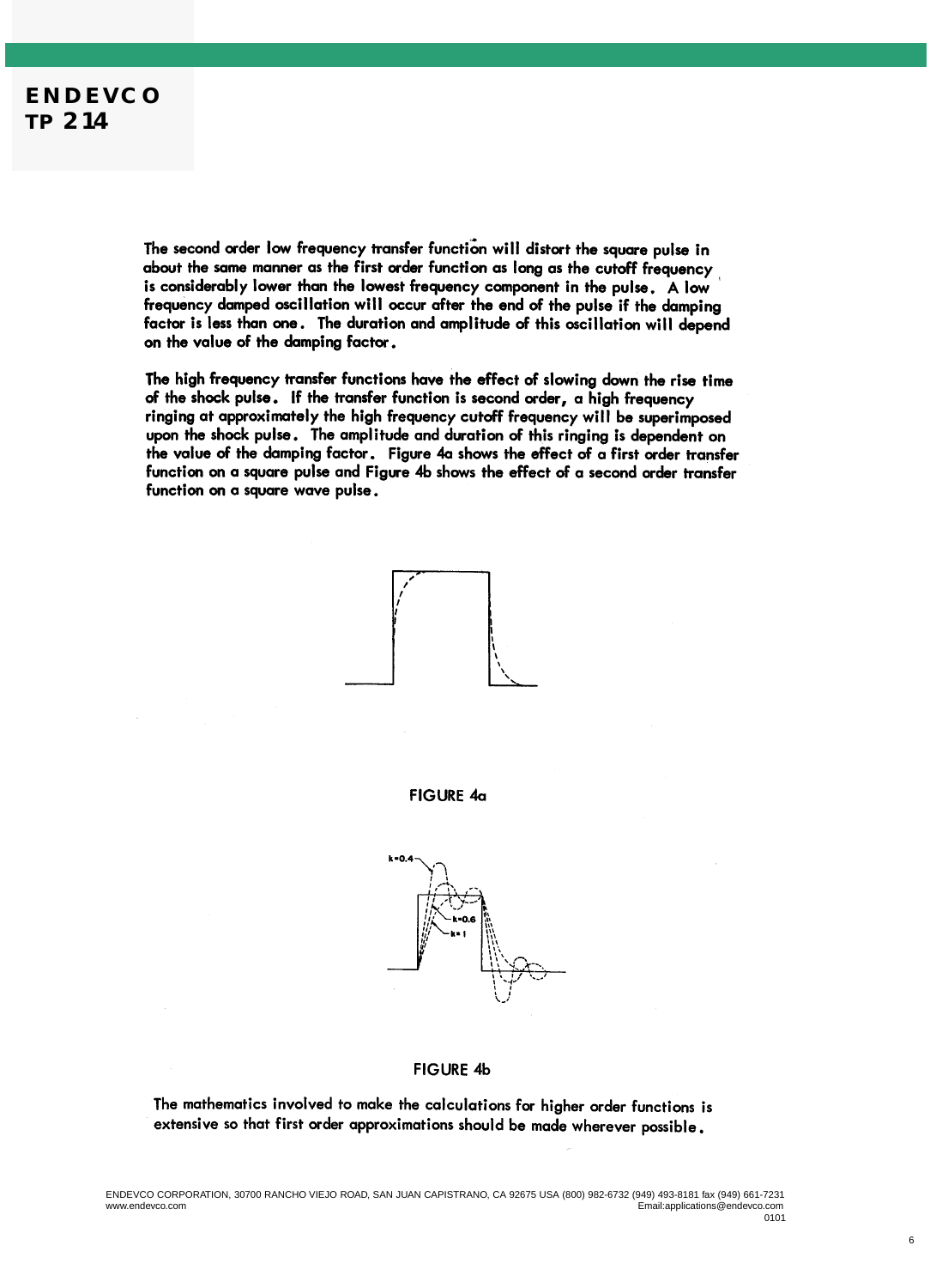The second order low frequency transfer function will distort the square pulse in about the same manner as the first order function as long as the cutoff frequency is considerably lower than the lowest frequency component in the pulse. A low frequency damped oscillation will occur after the end of the pulse if the damping factor is less than one. The duration and amplitude of this oscillation will depend on the value of the damping factor.

The high frequency transfer functions have the effect of slowing down the rise time of the shock pulse. If the transfer function is second order, a high frequency ringing at approximately the high frequency cutoff frequency will be superimposed upon the shock pulse. The amplitude and duration of this ringing is dependent on the value of the damping factor. Figure 4a shows the effect of a first order transfer function on a square pulse and Figure 4b shows the effect of a second order transfer function on a square wave pulse.

FIGURE 4a

k=0.4

k=0.6

k=1

FIGURE 4b

The mathematics involved to make the calculations for higher order functions is extensive so that first order approximations should be made wherever possible.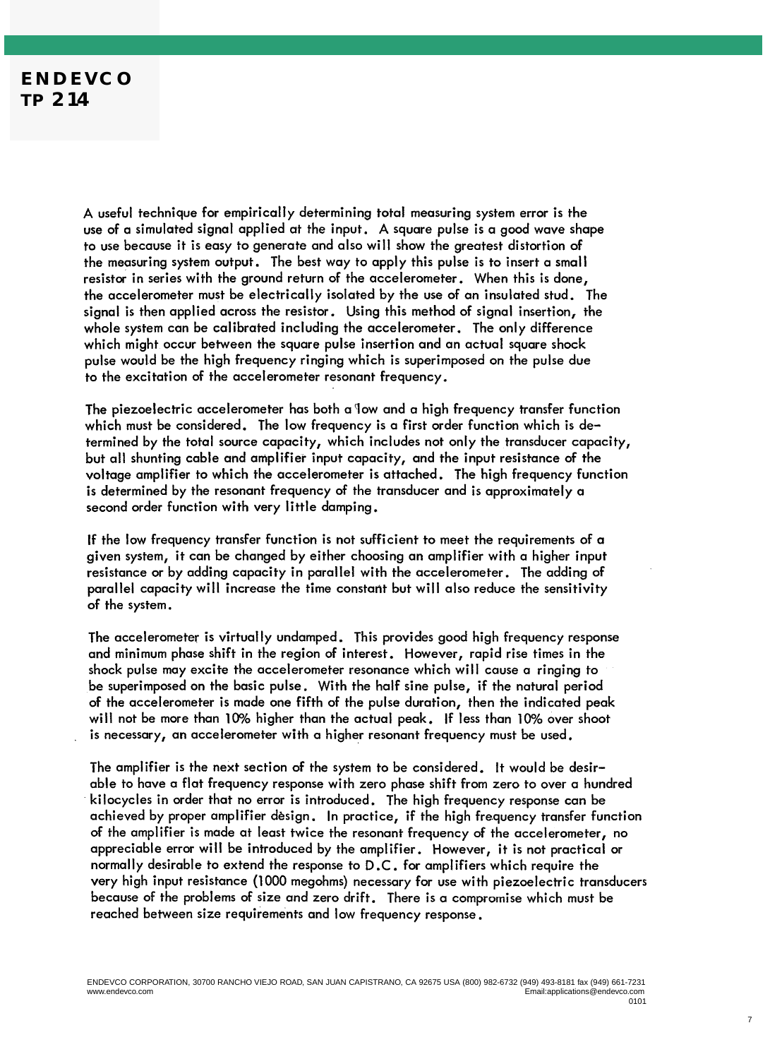A useful technique for empirically determining total measuring system error is the use of a simulated signal applied at the input. A square pulse is a good wave shape to use because it is easy to generate and also will show the greatest distortion of the measuring system output. The best way to apply this pulse is to insert a small resistor in series with the ground return of the accelerometer. When this is done, the accelerometer must be electrically isolated by the use of an insulated stud. The signal is then applied across the resistor. Using this method of signal insertion, the whole system can be calibrated including the accelerometer. The only difference which might occur between the square pulse insertion and an actual square shock pulse would be the high frequency ringing which is superimposed on the pulse due to the excitation of the accelerometer resonant frequency.

The piezoelectric accelerometer has both a low and a high frequency transfer function which must be considered. The low frequency is a first order function which is determined by the total source capacity, which includes not only the transducer capacity, but all shunting cable and amplifier input capacity, and the input resistance of the voltage amplifier to which the accelerometer is attached. The high frequency function is determined by the resonant frequency of the transducer and is approximately a second order function with very little damping.

If the low frequency transfer function is not sufficient to meet the requirements of a given system, it can be changed by either choosing an amplifier with a higher input resistance or by adding capacity in parallel with the accelerometer. The adding of parallel capacity will increase the time constant but will also reduce the sensitivity of the system.

The accelerometer is virtually undamped. This provides good high frequency response and minimum phase shift in the region of interest. However, rapid rise times in the shock pulse may excite the accelerometer resonance which will cause a ringing to be superimposed on the basic pulse. With the half sine pulse, if the natural period of the accelerometer is made one fifth of the pulse duration, then the indicated peak will not be more than 10% higher than the actual peak. If less than 10% over shoot is necessary, an accelerometer with a higher resonant frequency must be used.

The amplifier is the next section of the system to be considered. It would be desirable to have a flat frequency response with zero phase shift from zero to over a hundred kilocycles in order that no error is introduced. The high frequency response can be achieved by proper amplifier design. In practice, if the high frequency transfer function of the amplifier is made at least twice the resonant frequency of the accelerometer, no appreciable error will be introduced by the amplifier. However, it is not practical or normally desirable to extend the response to D.C. for amplifiers which require the very high input resistance (1000 megohms) necessary for use with piezoelectric transducers because of the problems of size and zero drift. There is a compromise which must be reached between size requirements and low frequency response.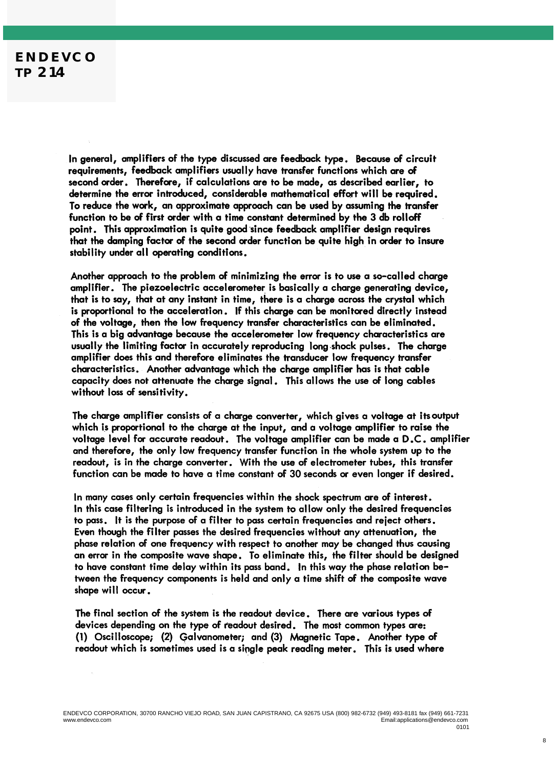In general, amplifiers of the type discussed are feedback type. Because of circuit requirements, feedback amplifiers usually have transfer functions which are of second order. Therefore, if calculations are to be made, as described earlier, to determine the error introduced, considerable mathematical effort will be required. To reduce the work, an approximate approach can be used by assuming the transfer function to be of first order with a time constant determined by the 3 db rolloff point. This approximation is quite good since feedback amplifier design requires that the damping factor of the second order function be quite high in order to insure stability under all operating conditions.

Another approach to the problem of minimizing the error is to use a so-called charge amplifier. The piezoelectric accelerometer is basically a charge generating device, that is to say, that at any instant in time, there is a charge across the crystal which is proportional to the acceleration. If this charge can be monitored directly instead of the voltage, then the low frequency transfer characteristics can be eliminated. This is a big advantage because the accelerometer low frequency characteristics are usually the limiting factor in accurately reproducing long shock pulses. The charge amplifier does this and therefore eliminates the transducer low frequency transfer characteristics. Another advantage which the charge amplifier has is that cable capacity does not attenuate the charge signal. This allows the use of long cables without loss of sensitivity.

The charge amplifier consists of a charge converter, which gives a voltage at its output which is proportional to the charge at the input, and a voltage amplifier to raise the voltage level for accurate readout. The voltage amplifier can be made a D.C. amplifier and therefore, the only low frequency transfer function in the whole system up to the readout, is in the charge converter. With the use of electrometer tubes, this transfer function can be made to have a time constant of 30 seconds or even longer if desired.

In many cases only certain frequencies within the shock spectrum are of interest. In this case filtering is introduced in the system to allow only the desired frequencies to pass. It is the purpose of a filter to pass certain frequencies and reject others. Even though the filter passes the desired frequencies without any attenuation, the phase relation of one frequency with respect to another may be changed thus causing an error in the composite wave shape. To eliminate this, the filter should be designed to have constant time delay within its pass band. In this way the phase relation between the frequency components is held and only a time shift of the composite wave shape will occur.

The final section of the system is the readout device. There are various types of devices depending on the type of readout desired. The most common types are: (1) Oscilloscope; (2) Galvanometer; and (3) Magnetic Tape. Another type of readout which is sometimes used is a single peak reading meter. This is used where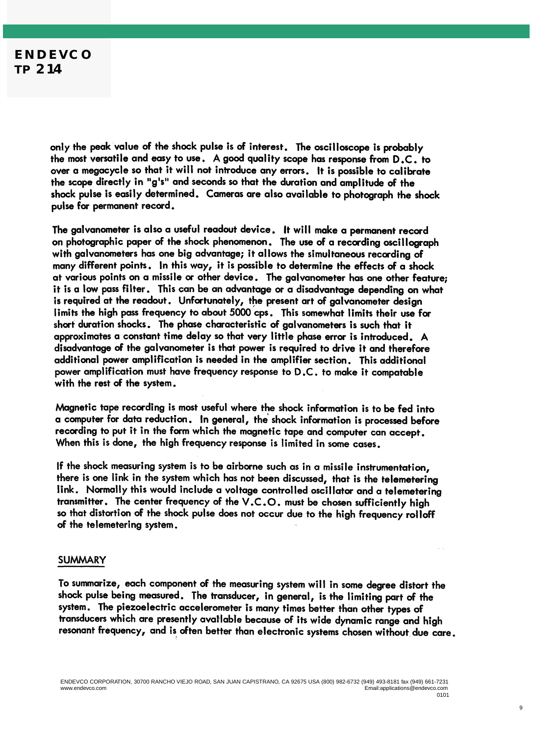only the peak value of the shock pulse is of interest. The oscilloscope is probably the most versatile and easy to use. A good quality scope has response from D.C. to over a megacycle so that it will not introduce any errors. It is possible to calibrate the scope directly in "g's" and seconds so that the duration and amplitude of the shock pulse is easily determined. Cameras are also available to photograph the shock pulse for permanent record.

The galvanometer is also a useful readout device. It will make a permanent record on photographic paper of the shock phenomenon. The use of a recording oscillograph with galvanometers has one big advantage; it allows the simultaneous recording of many different points. In this way, it is possible to determine the effects of a shock at various points on a missile or other device. The galvanometer has one other feature; it is a low pass filter. This can be an advantage or a disadvantage depending on what is required at the readout. Unfortunately, the present art of galvanometer design limits the high pass frequency to about 5000 cps. This somewhat limits their use for short duration shocks. The phase characteristic of galvanometers is such that it approximates a constant time delay so that very little phase error is introduced. A disadvantage of the galvanometer is that power is required to drive it and therefore additional power amplification is needed in the amplifier section. This additional power amplification must have frequency response to D.C. to make it compatable with the rest of the system.

Magnetic tape recording is most useful where the shock information is to be fed into a computer for data reduction. In general, the shock information is processed before recording to put it in the form which the magnetic tape and computer can accept. When this is done, the high frequency response is limited in some cases.

If the shock measuring system is to be airborne such as in a missile instrumentation, there is one link in the system which has not been discussed, that is the telemetering link. Normally this would include a voltage controlled oscillator and a telemetering transmitter. The center frequency of the V.C.O. must be chosen sufficiently high so that distortion of the shock pulse does not occur due to the high frequency rolloff of the telemetering system.

## SUMMARY

To summarize, each component of the measuring system will in some degree distort the shock pulse being measured. The transducer, in general, is the limiting part of the system. The piezoelectric accelerometer is many times better than other types of transducers which are presently available because of its wide dynamic range and high resonant frequency, and is often better than electronic systems chosen without due care.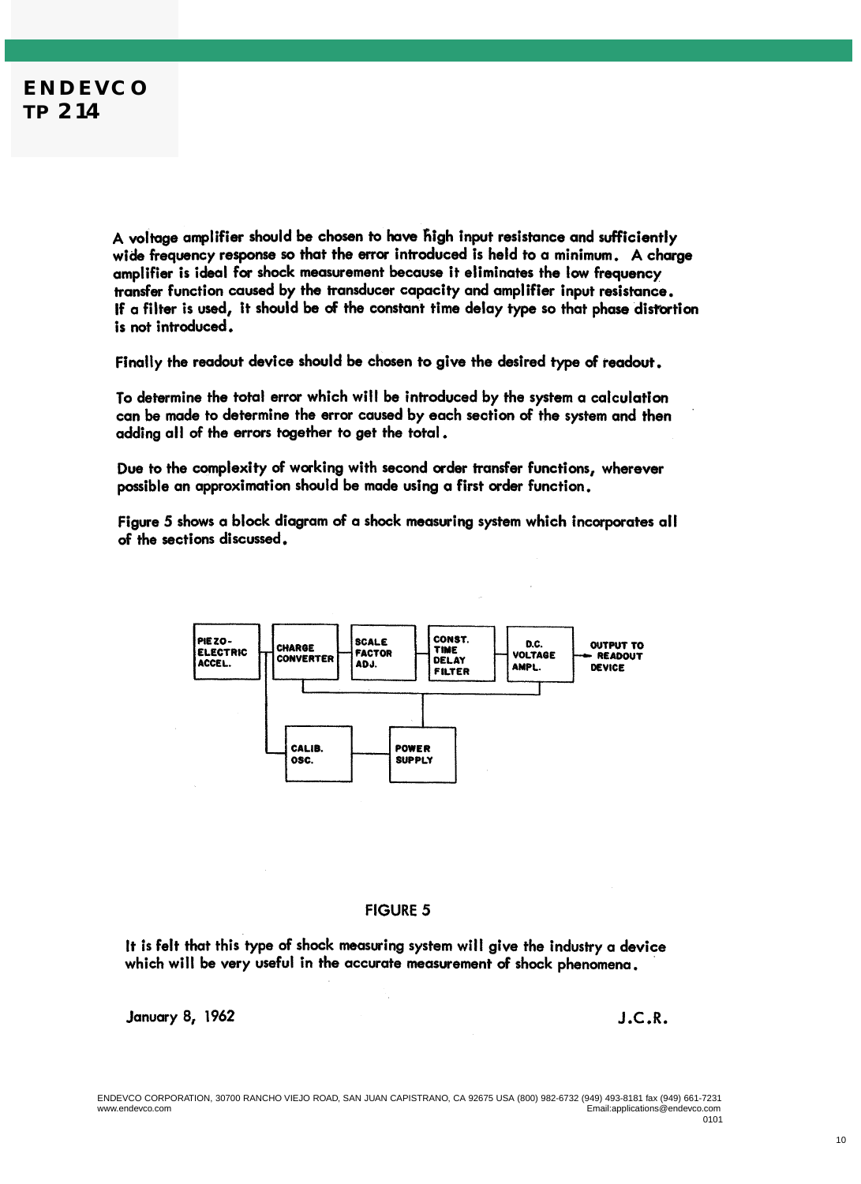A voltage amplifier should be chosen to have high input resistance and sufficiently wide frequency response so that the error introduced is held to a minimum. A charge amplifier is ideal for shock measurement because it eliminates the low frequency transfer function caused by the transducer capacity and amplifier input resistance. If a filter is used, it should be of the constant time delay type so that phase distortion is not introduced.

Finally the readout device should be chosen to give the desired type of readout.

To determine the total error which will be introduced by the system a calculation can be made to determine the error caused by each section of the system and then adding all of the errors together to get the total.

Due to the complexity of working with second order transfer functions, wherever possible an approximation should be made using a first order function.

Figure 5 shows a block diagram of a shock measuring system which incorporates all of the sections discussed.

PIEZO-ELECTRIC ACCEL. — CHARGE CONVERTER — SCALE FACTOR ADJ. — CONST. TIME DELAY FILTER — D.C. VOLTAGE AMPL. → OUTPUT TO READOUT DEVICE

CALIB. OSC. — POWER SUPPLY

FIGURE 5

It is felt that this type of shock measuring system will give the industry a device which will be very useful in the accurate measurement of shock phenomena.

January 8, 1962

J.C.R.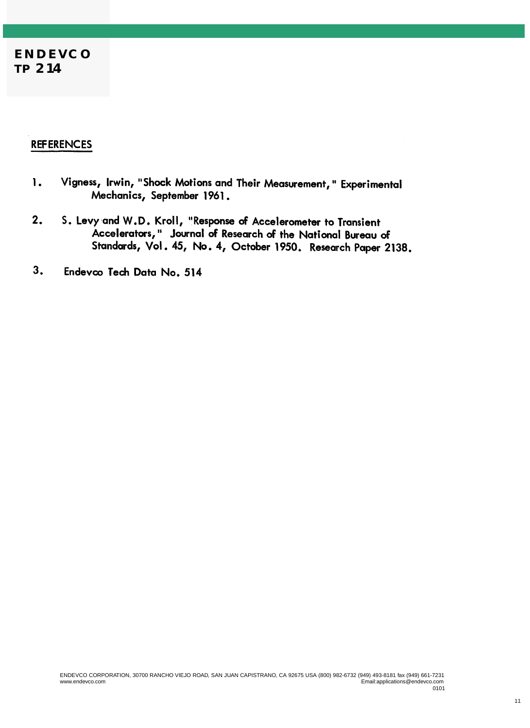## REFERENCES

1. Vigness, Irwin, "Shock Motions and Their Measurement," Experimental Mechanics, September 1961.

2. S. Levy and W.D. Kroll, "Response of Accelerometer to Transient Accelerators," Journal of Research of the National Bureau of Standards, Vol. 45, No. 4, October 1950. Research Paper 2138.

3. Endevco Tech Data No. 514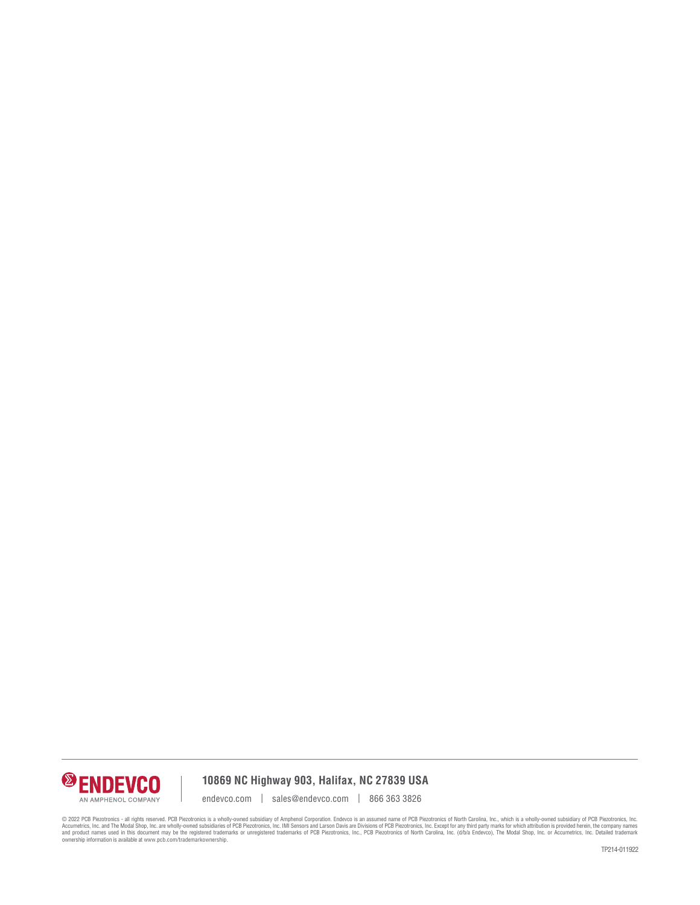ENDEVCO

AN AMPHENOL COMPANY

**10869 NC Highway 903, Halifax, NC 27839 USA**

endevco.com | sales@endevco.com | 866 363 3826

© 2022 PCB Piezotronics - all rights reserved. PCB Piezotronics is a wholly-owned subsidiary of Amphenol Corporation. Endevco is an assumed name of PCB Piezotronics of North Carolina, Inc., which is a wholly-owned subsidiary of PCB Piezotronics, Inc. Accumetrics, Inc. and The Modal Shop, Inc. are wholly-owned subsidiaries of PCB Piezotronics, Inc. IMI Sensors and Larson Davis are Divisions of PCB Piezotronics, Inc. Except for any third party marks for which attribution is provided herein, the company names and product names used in this document may be the registered trademarks or unregistered trademarks of PCB Piezotronics, Inc., PCB Piezotronics of North Carolina, Inc. (d/b/a Endevco), The Modal Shop, Inc. or Accumetrics, Inc. Detailed trademark ownership information is available at www.pcb.com/trademarkownership.

TP214-011922